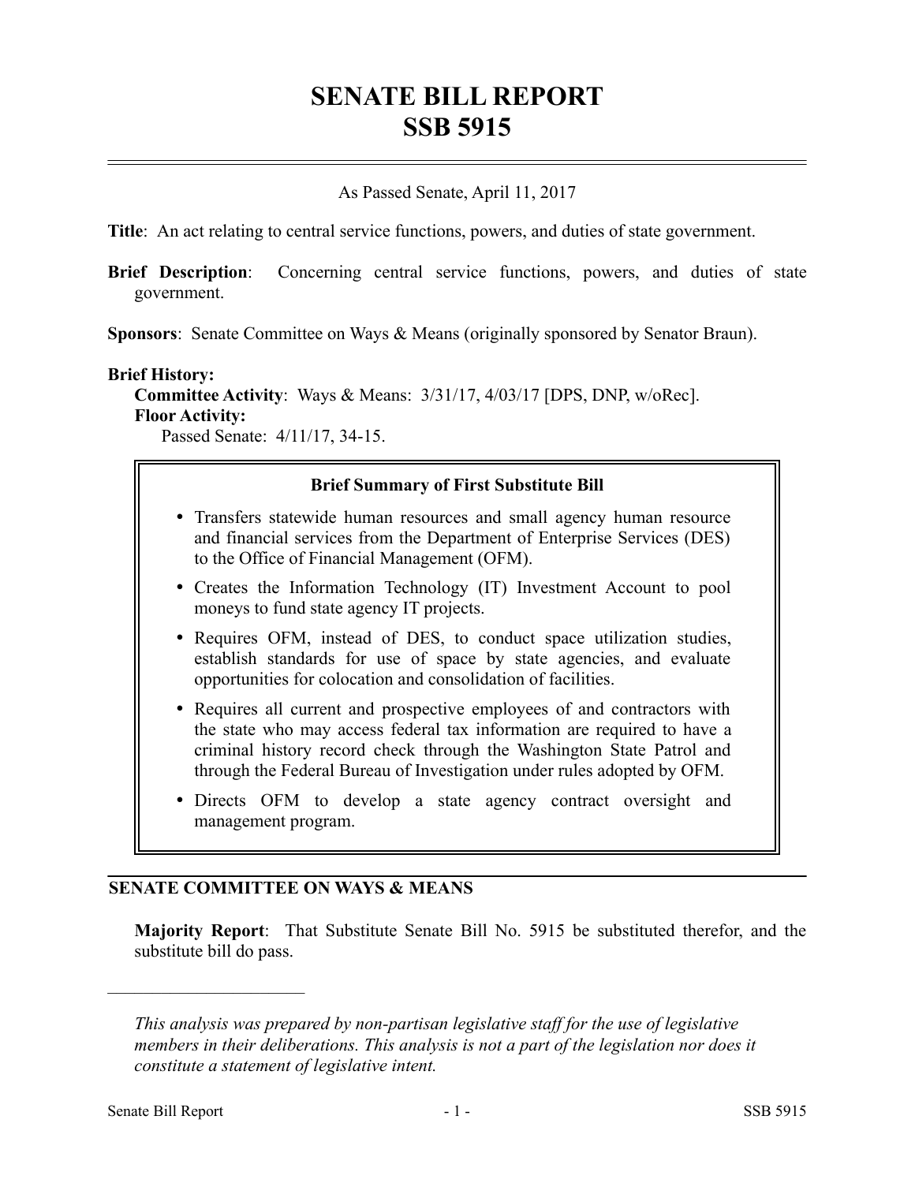# SENATE BILL REPORT
# SSB 5915

As Passed Senate, April 11, 2017

**Title**: An act relating to central service functions, powers, and duties of state government.

**Brief Description**: Concerning central service functions, powers, and duties of state government.

**Sponsors**: Senate Committee on Ways & Means (originally sponsored by Senator Braun).

**Brief History:**

**Committee Activity**: Ways & Means: 3/31/17, 4/03/17 [DPS, DNP, w/oRec].

**Floor Activity:**

Passed Senate: 4/11/17, 34-15.

**Brief Summary of First Substitute Bill**

- Transfers statewide human resources and small agency human resource and financial services from the Department of Enterprise Services (DES) to the Office of Financial Management (OFM).
- Creates the Information Technology (IT) Investment Account to pool moneys to fund state agency IT projects.
- Requires OFM, instead of DES, to conduct space utilization studies, establish standards for use of space by state agencies, and evaluate opportunities for colocation and consolidation of facilities.
- Requires all current and prospective employees of and contractors with the state who may access federal tax information are required to have a criminal history record check through the Washington State Patrol and through the Federal Bureau of Investigation under rules adopted by OFM.
- Directs OFM to develop a state agency contract oversight and management program.

## SENATE COMMITTEE ON WAYS & MEANS

**Majority Report**: That Substitute Senate Bill No. 5915 be substituted therefor, and the substitute bill do pass.

---

*This analysis was prepared by non-partisan legislative staff for the use of legislative members in their deliberations. This analysis is not a part of the legislation nor does it constitute a statement of legislative intent.*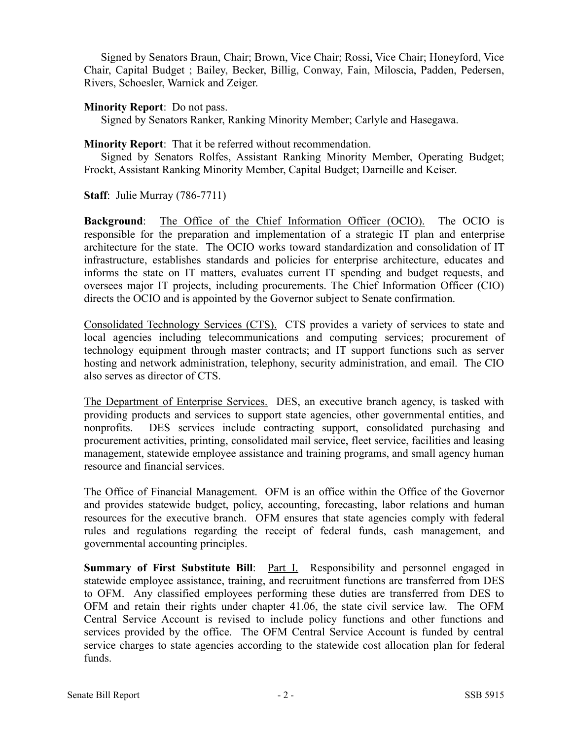Signed by Senators Braun, Chair; Brown, Vice Chair; Rossi, Vice Chair; Honeyford, Vice Chair, Capital Budget ; Bailey, Becker, Billig, Conway, Fain, Miloscia, Padden, Pedersen, Rivers, Schoesler, Warnick and Zeiger.

**Minority Report**: Do not pass.
Signed by Senators Ranker, Ranking Minority Member; Carlyle and Hasegawa.

**Minority Report**: That it be referred without recommendation.
Signed by Senators Rolfes, Assistant Ranking Minority Member, Operating Budget; Frockt, Assistant Ranking Minority Member, Capital Budget; Darneille and Keiser.

**Staff**: Julie Murray (786-7711)

**Background**: The Office of the Chief Information Officer (OCIO). The OCIO is responsible for the preparation and implementation of a strategic IT plan and enterprise architecture for the state. The OCIO works toward standardization and consolidation of IT infrastructure, establishes standards and policies for enterprise architecture, educates and informs the state on IT matters, evaluates current IT spending and budget requests, and oversees major IT projects, including procurements. The Chief Information Officer (CIO) directs the OCIO and is appointed by the Governor subject to Senate confirmation.

Consolidated Technology Services (CTS). CTS provides a variety of services to state and local agencies including telecommunications and computing services; procurement of technology equipment through master contracts; and IT support functions such as server hosting and network administration, telephony, security administration, and email. The CIO also serves as director of CTS.

The Department of Enterprise Services. DES, an executive branch agency, is tasked with providing products and services to support state agencies, other governmental entities, and nonprofits. DES services include contracting support, consolidated purchasing and procurement activities, printing, consolidated mail service, fleet service, facilities and leasing management, statewide employee assistance and training programs, and small agency human resource and financial services.

The Office of Financial Management. OFM is an office within the Office of the Governor and provides statewide budget, policy, accounting, forecasting, labor relations and human resources for the executive branch. OFM ensures that state agencies comply with federal rules and regulations regarding the receipt of federal funds, cash management, and governmental accounting principles.

**Summary of First Substitute Bill**: Part I. Responsibility and personnel engaged in statewide employee assistance, training, and recruitment functions are transferred from DES to OFM. Any classified employees performing these duties are transferred from DES to OFM and retain their rights under chapter 41.06, the state civil service law. The OFM Central Service Account is revised to include policy functions and other functions and services provided by the office. The OFM Central Service Account is funded by central service charges to state agencies according to the statewide cost allocation plan for federal funds.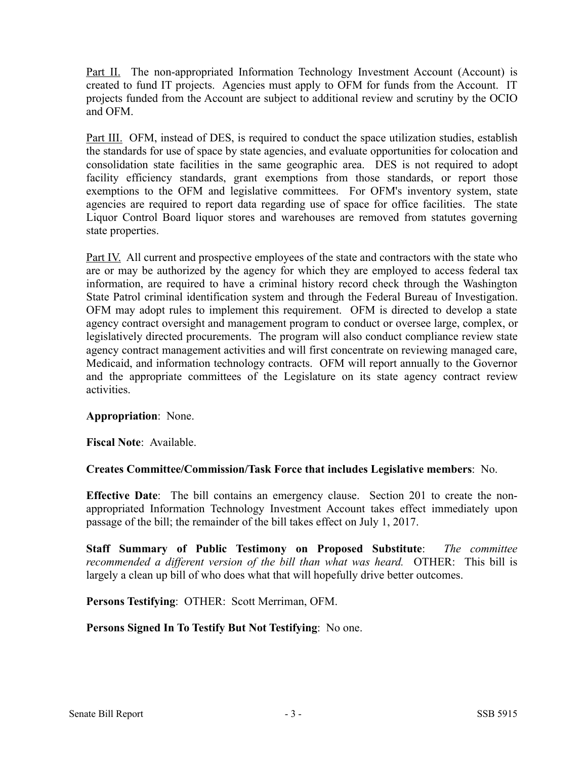Part II. The non-appropriated Information Technology Investment Account (Account) is created to fund IT projects. Agencies must apply to OFM for funds from the Account. IT projects funded from the Account are subject to additional review and scrutiny by the OCIO and OFM.

Part III. OFM, instead of DES, is required to conduct the space utilization studies, establish the standards for use of space by state agencies, and evaluate opportunities for colocation and consolidation state facilities in the same geographic area. DES is not required to adopt facility efficiency standards, grant exemptions from those standards, or report those exemptions to the OFM and legislative committees. For OFM's inventory system, state agencies are required to report data regarding use of space for office facilities. The state Liquor Control Board liquor stores and warehouses are removed from statutes governing state properties.

Part IV. All current and prospective employees of the state and contractors with the state who are or may be authorized by the agency for which they are employed to access federal tax information, are required to have a criminal history record check through the Washington State Patrol criminal identification system and through the Federal Bureau of Investigation. OFM may adopt rules to implement this requirement. OFM is directed to develop a state agency contract oversight and management program to conduct or oversee large, complex, or legislatively directed procurements. The program will also conduct compliance review state agency contract management activities and will first concentrate on reviewing managed care, Medicaid, and information technology contracts. OFM will report annually to the Governor and the appropriate committees of the Legislature on its state agency contract review activities.

**Appropriation**: None.

**Fiscal Note**: Available.

**Creates Committee/Commission/Task Force that includes Legislative members**: No.

**Effective Date**: The bill contains an emergency clause. Section 201 to create the non-appropriated Information Technology Investment Account takes effect immediately upon passage of the bill; the remainder of the bill takes effect on July 1, 2017.

**Staff Summary of Public Testimony on Proposed Substitute**: *The committee recommended a different version of the bill than what was heard.* OTHER: This bill is largely a clean up bill of who does what that will hopefully drive better outcomes.

**Persons Testifying**: OTHER: Scott Merriman, OFM.

**Persons Signed In To Testify But Not Testifying**: No one.